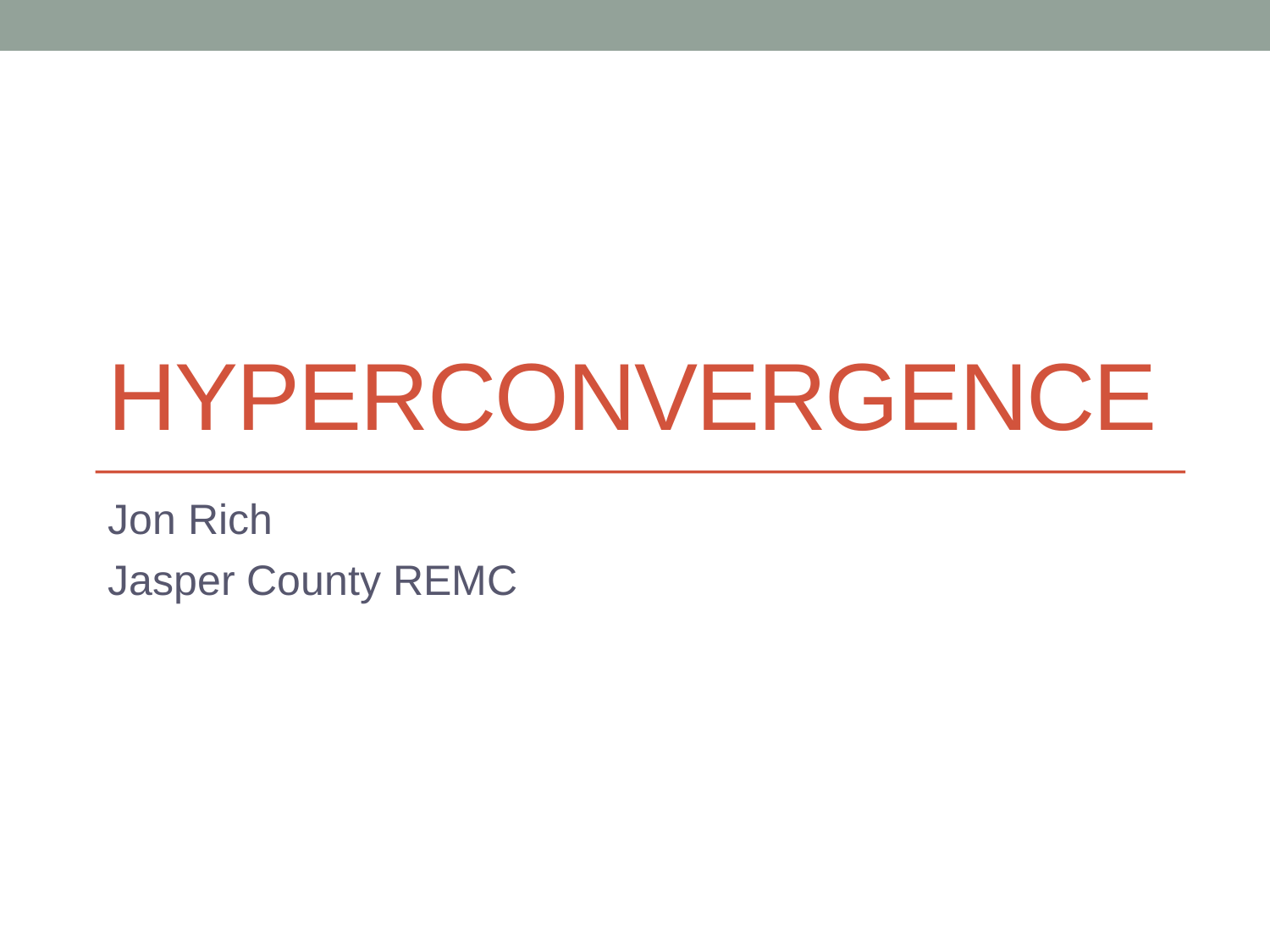# HYPERCONVERGENCE

Jon Rich

Jasper County REMC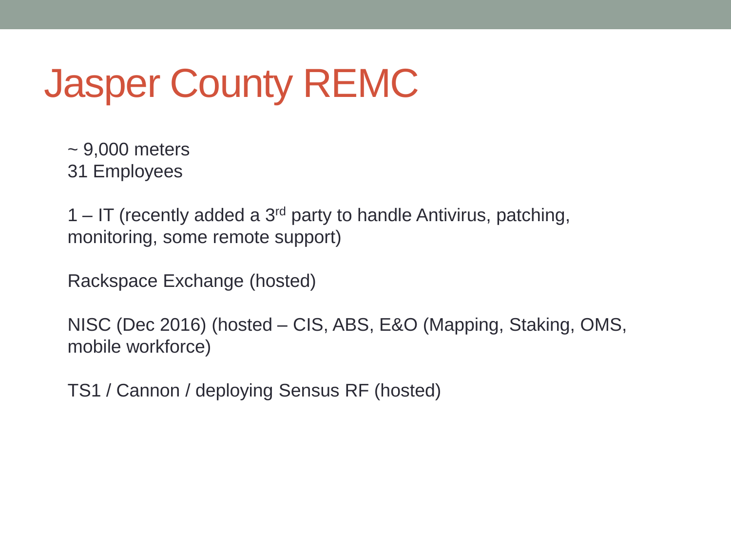# Jasper County REMC

~ 9,000 meters
31 Employees

1 – IT (recently added a 3rd party to handle Antivirus, patching, monitoring, some remote support)

Rackspace Exchange (hosted)

NISC (Dec 2016) (hosted – CIS, ABS, E&O (Mapping, Staking, OMS, mobile workforce)

TS1 / Cannon / deploying Sensus RF (hosted)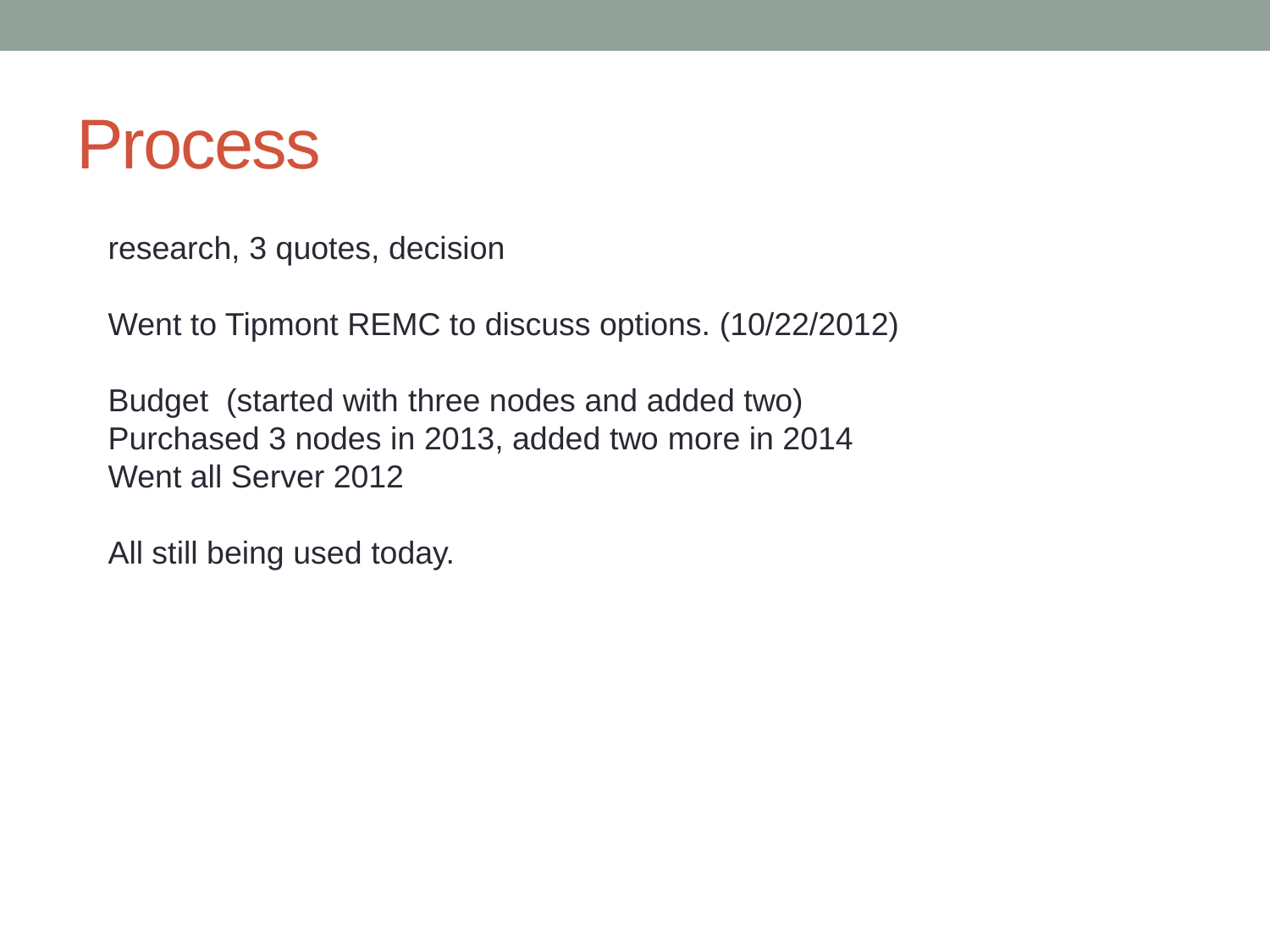# Process

research, 3 quotes, decision

Went to Tipmont REMC to discuss options. (10/22/2012)

Budget (started with three nodes and added two)
Purchased 3 nodes in 2013, added two more in 2014
Went all Server 2012

All still being used today.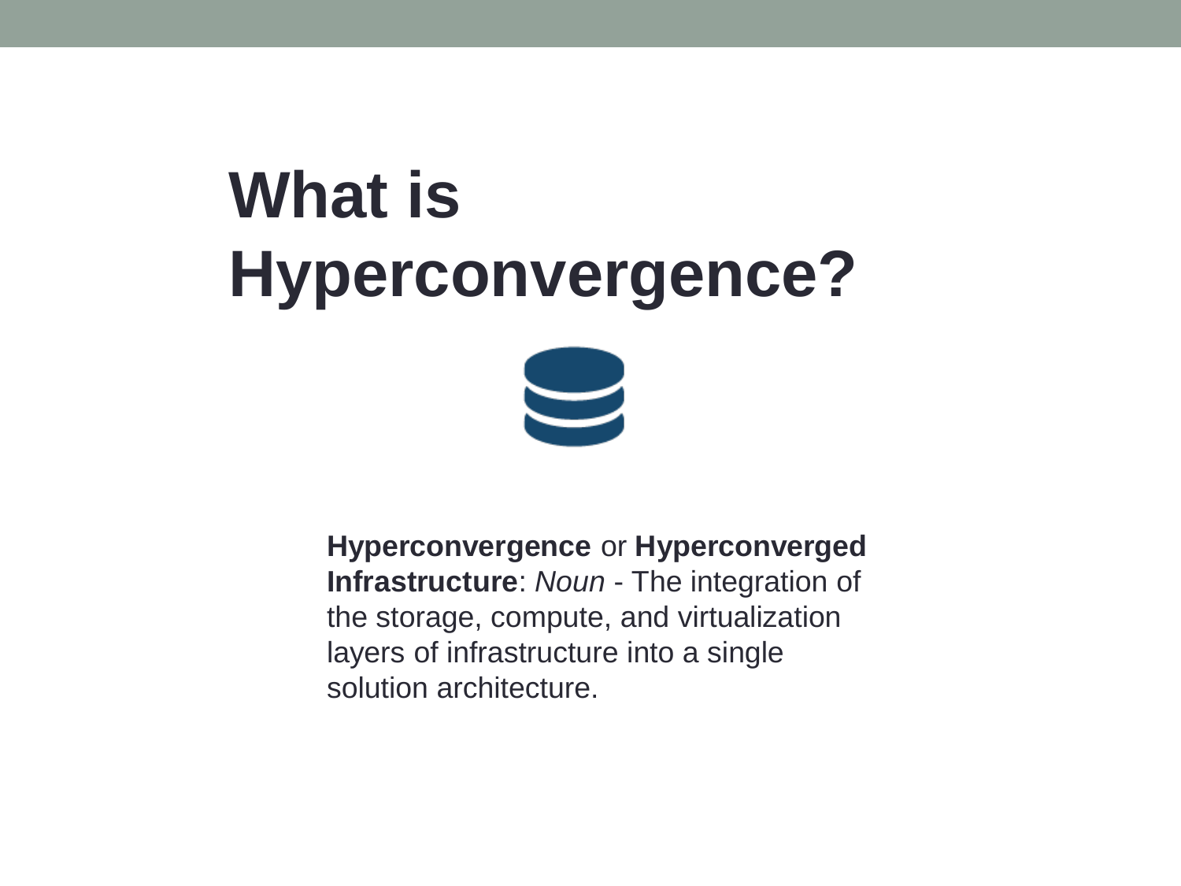# What is Hyperconvergence?

**Hyperconvergence** or **Hyperconverged Infrastructure**: *Noun* - The integration of the storage, compute, and virtualization layers of infrastructure into a single solution architecture.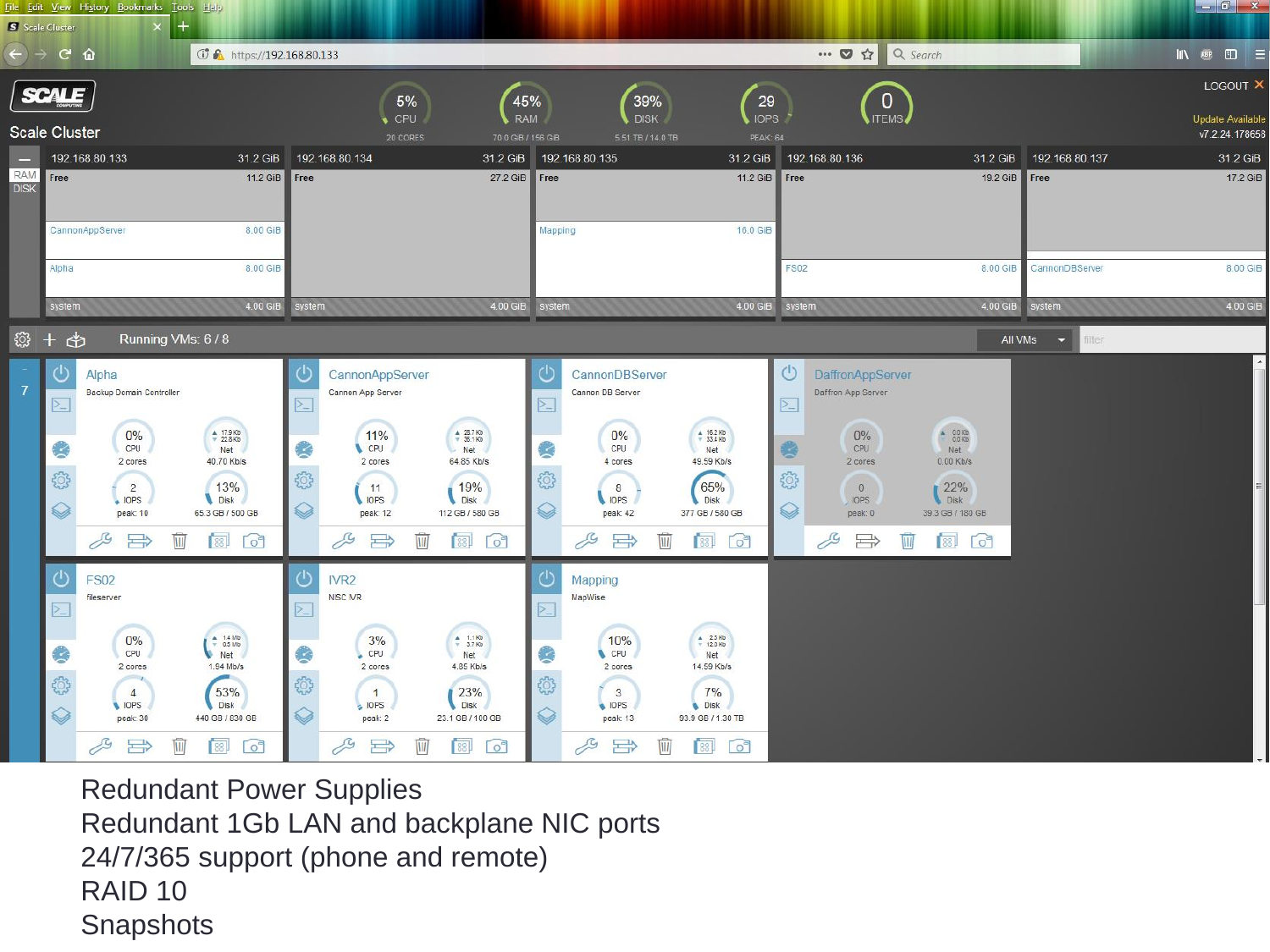Redundant Power Supplies

Redundant 1Gb LAN and backplane NIC ports

24/7/365 support (phone and remote)

RAID 10

Snapshots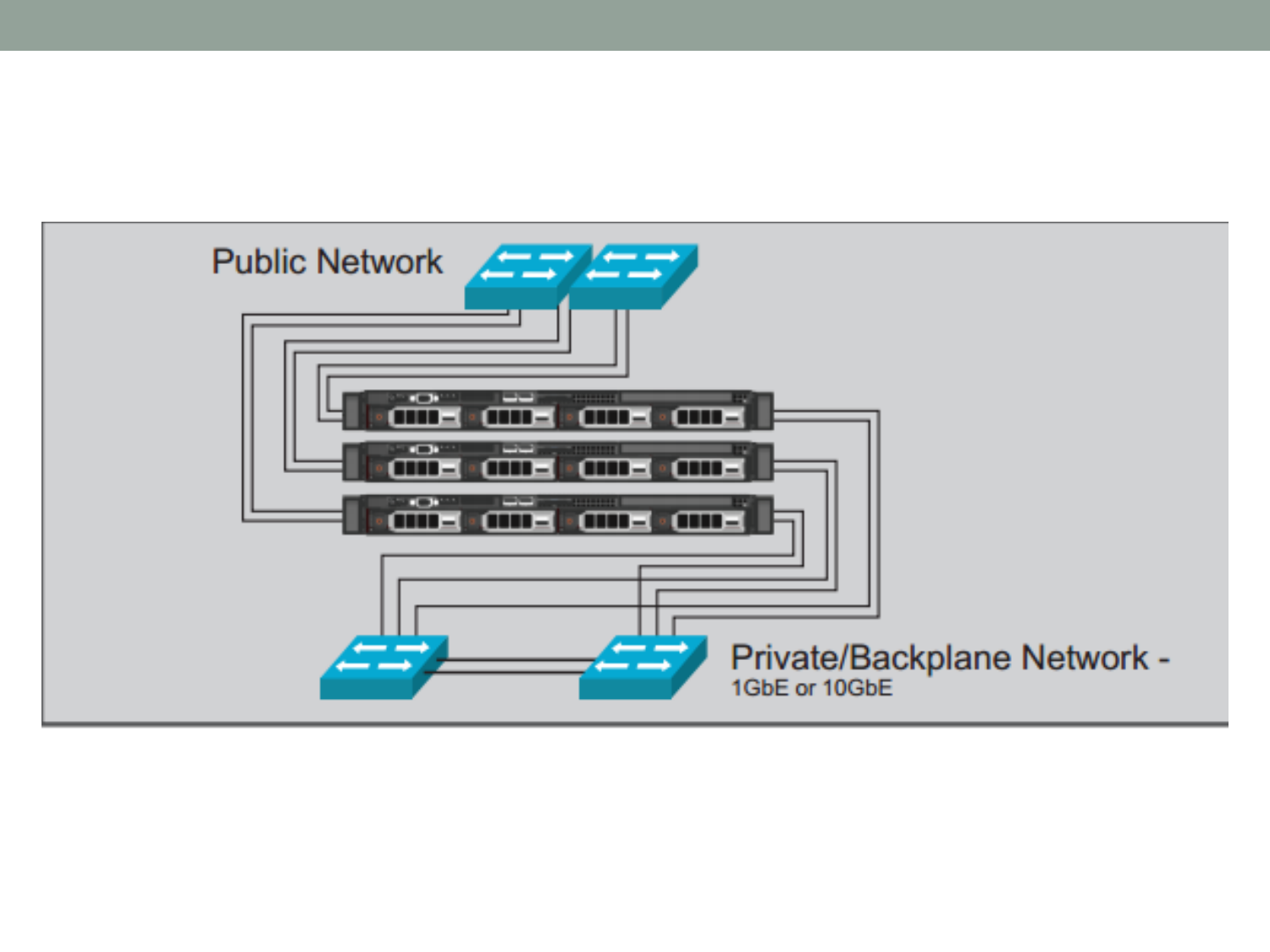Public Network

Private/Backplane Network - 1GbE or 10GbE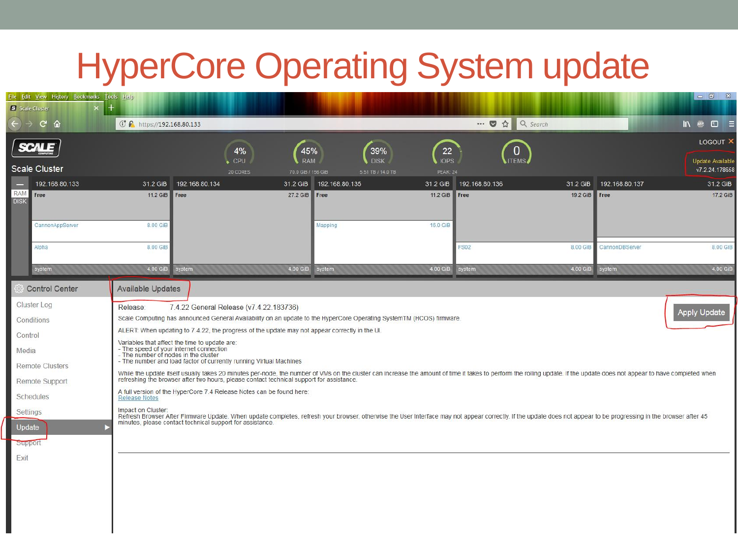# HyperCore Operating System update

Scale Cluster

LOGOUT

Update Available v7.2.24.178658

4% CPU — 20 CORES
45% RAM — 70.0 GiB / 156 GiB
39% DISK — 5.51 TB / 14.0 TB
22 IOPS — PEAK: 24
0 ITEMS

| 192.168.80.133 31.2 GiB | 192.168.80.134 31.2 GiB | 192.168.80.135 31.2 GiB | 192.168.80.136 31.2 GiB | 192.168.80.137 31.2 GiB |
|---|---|---|---|---|
| Free 11.2 GiB | Free 27.2 GiB | Free 11.2 GiB | Free 19.2 GiB | Free 17.2 GiB |
| CannonAppServer 8.00 GiB | | Mapping 16.0 GiB | | |
| Alpha 8.00 GiB | | | FS02 8.00 GiB | CannonDBServer 8.00 GiB |
| system 4.00 GiB | system 4.00 GiB | system 4.00 GiB | system 4.00 GiB | system 4.00 GiB |

Control Center

- Cluster Log
- Conditions
- Control
- Media
- Remote Clusters
- Remote Support
- Schedules
- Settings
- Update
- Support
- Exit

## Available Updates

Release: 7.4.22 General Release (v7.4.22.183736)

Apply Update

Scale Computing has announced General Availability on an update to the HyperCore Operating SystemTM (HCOS) firmware.

ALERT: When updating to 7.4.22, the progress of the update may not appear correctly in the UI.

Variables that affect the time to update are:
- The speed of your internet connection
- The number of nodes in the cluster
- The number and load factor of currently running Virtual Machines

While the update itself usually takes 20 minutes per-node, the number of VMs on the cluster can increase the amount of time it takes to perform the rolling update. If the update does not appear to have completed when refreshing the browser after two hours, please contact technical support for assistance.

A full version of the HyperCore 7.4 Release Notes can be found here:
Release Notes

Impact on Cluster:
Refresh Browser After Firmware Update. When update completes, refresh your browser, otherwise the User Interface may not appear correctly. If the update does not appear to be progressing in the browser after 45 minutes, please contact technical support for assistance.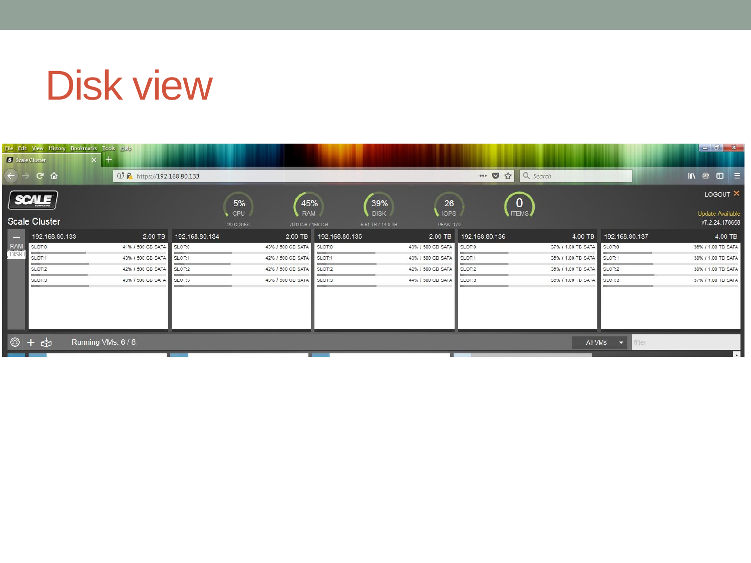# Disk view

File Edit View History Bookmarks Tools Help

Scale Cluster

https://192.168.80.133

SCALE

Scale Cluster

5% CPU — 20 CORES

45% RAM — 70.0 GiB / 156 GB

39% DISK — 5.51 TB / 14.0 TB

26 IOPS — PEAK: 170

0 ITEMS

LOGOUT

Update Available

v7.2.24.178658

RAM

DISK

| 192.168.80.133 | 2.00 TB |
| --- | --- |
| SLOT:0 | 41% / 500 GB SATA |
| SLOT:1 | 43% / 500 GB SATA |
| SLOT:2 | 42% / 500 GB SATA |
| SLOT:3 | 43% / 500 GB SATA |

| 192.168.80.134 | 2.00 TB |
| --- | --- |
| SLOT:0 | 43% / 500 GB SATA |
| SLOT:1 | 42% / 500 GB SATA |
| SLOT:2 | 42% / 500 GB SATA |
| SLOT:3 | 43% / 500 GB SATA |

| 192.168.80.135 | 2.00 TB |
| --- | --- |
| SLOT:0 | 43% / 500 GB SATA |
| SLOT:1 | 43% / 500 GB SATA |
| SLOT:2 | 42% / 500 GB SATA |
| SLOT:3 | 44% / 500 GB SATA |

| 192.168.80.136 | 4.00 TB |
| --- | --- |
| SLOT:0 | 37% / 1.00 TB SATA |
| SLOT:1 | 36% / 1.00 TB SATA |
| SLOT:2 | 36% / 1.00 TB SATA |
| SLOT:3 | 30% / 1.00 TB SATA |

| 192.168.80.137 | 4.00 TB |
| --- | --- |
| SLOT:0 | 36% / 1.00 TB SATA |
| SLOT:1 | 38% / 1.00 TB SATA |
| SLOT:2 | 38% / 1.00 TB SATA |
| SLOT:3 | 37% / 1.00 TB SATA |

Running VMs: 6 / 8

All VMs

filter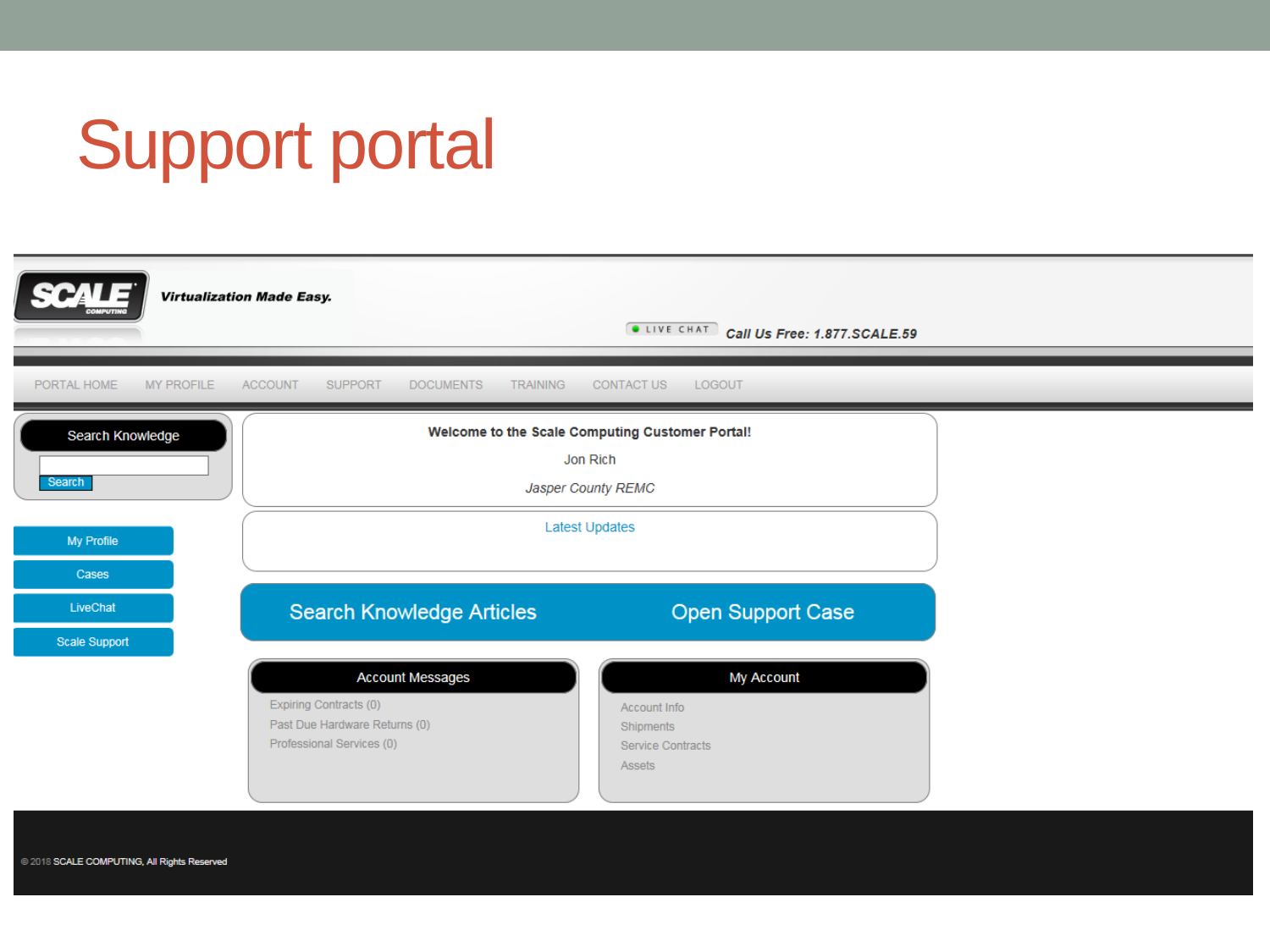# Support portal

SCALE COMPUTING — *Virtualization Made Easy.*

LIVE CHAT — *Call Us Free: 1.877.SCALE.59*

PORTAL HOME | MY PROFILE | ACCOUNT | SUPPORT | DOCUMENTS | TRAINING | CONTACT US | LOGOUT

**Search Knowledge**

Search

- My Profile
- Cases
- LiveChat
- Scale Support

**Welcome to the Scale Computing Customer Portal!**

Jon Rich

*Jasper County REMC*

Latest Updates

Search Knowledge Articles | Open Support Case

**Account Messages**

- Expiring Contracts (0)
- Past Due Hardware Returns (0)
- Professional Services (0)

**My Account**

- Account Info
- Shipments
- Service Contracts
- Assets

© 2018 SCALE COMPUTING, All Rights Reserved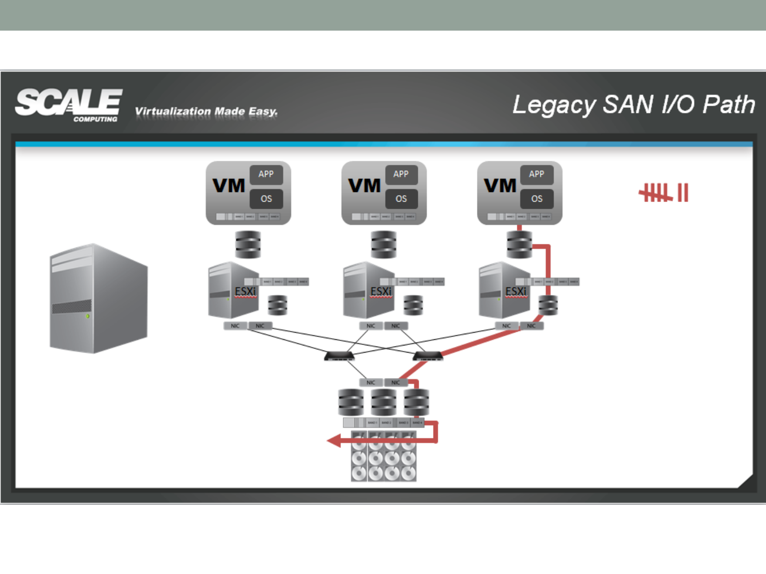# Legacy SAN I/O Path

SCALE COMPUTING — Virtualization Made Easy.

VM APP OS | VM APP OS | VM APP OS

ESXi | ESXi | ESXi

NIC NIC | NIC NIC | NIC NIC

NIC NIC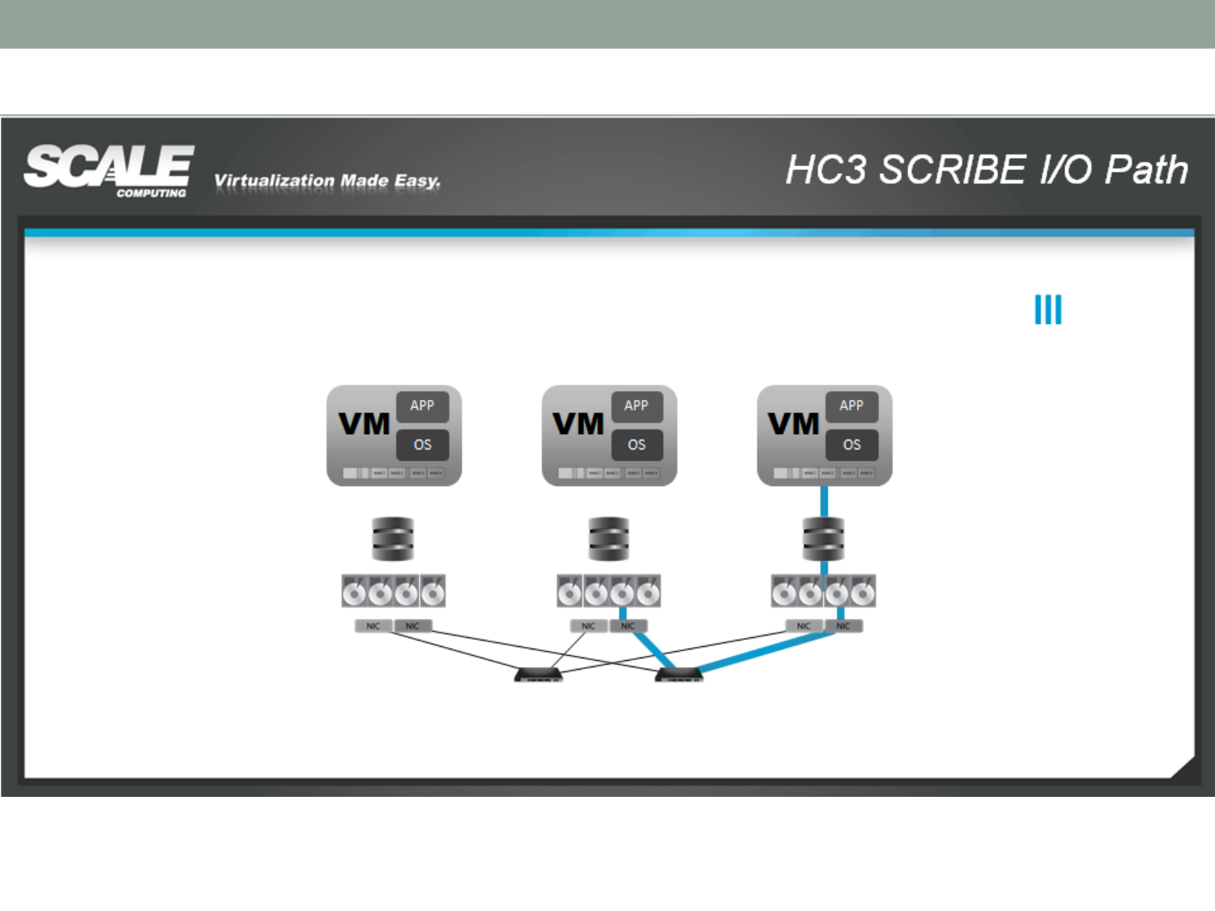# HC3 SCRIBE I/O Path

SCALE COMPUTING — Virtualization Made Easy.

VM APP OS | VM APP OS | VM APP OS

NIC NIC | NIC NIC | NIC NIC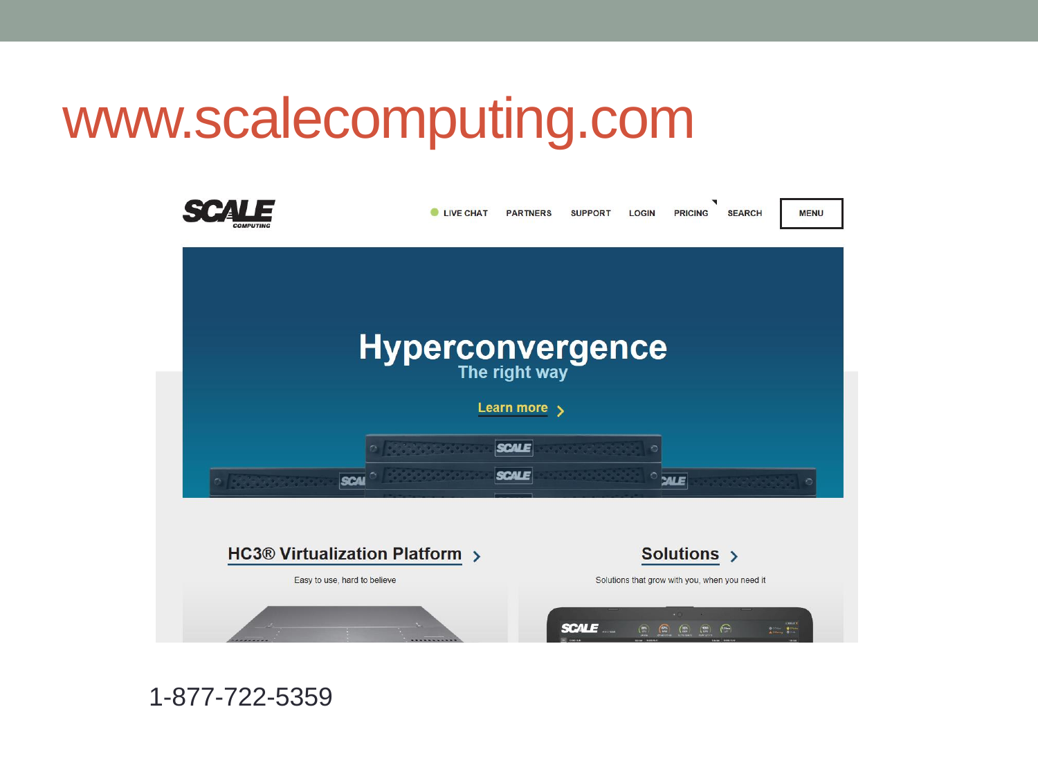# www.scalecomputing.com

1-877-722-5359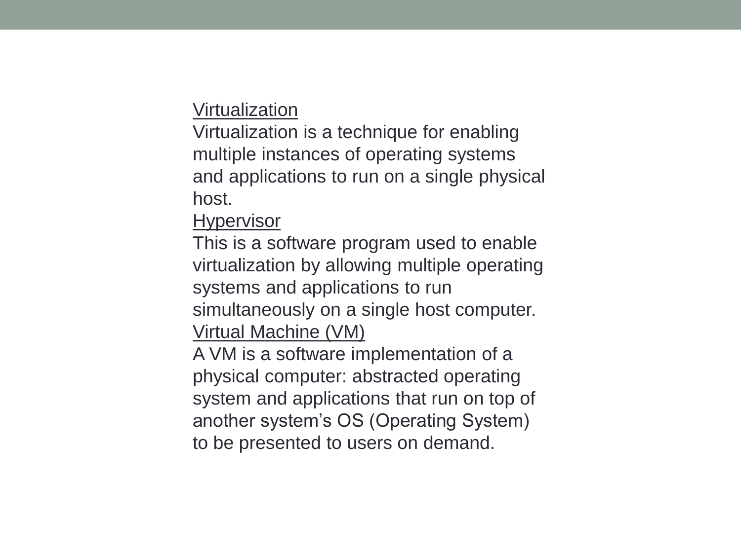<u>Virtualization</u>

Virtualization is a technique for enabling multiple instances of operating systems and applications to run on a single physical host.

<u>Hypervisor</u>

This is a software program used to enable virtualization by allowing multiple operating systems and applications to run simultaneously on a single host computer.

<u>Virtual Machine (VM)</u>

A VM is a software implementation of a physical computer: abstracted operating system and applications that run on top of another system's OS (Operating System) to be presented to users on demand.